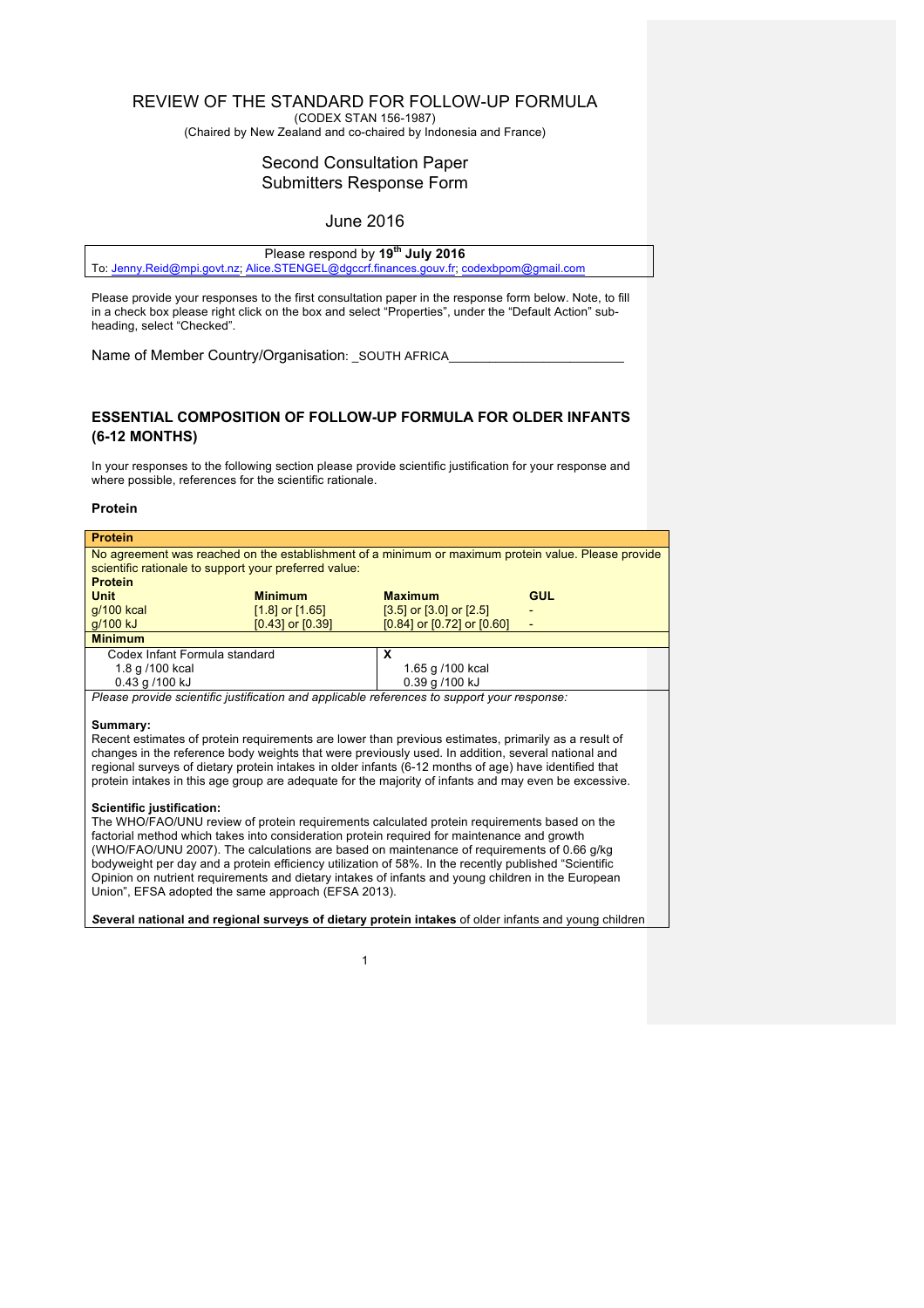# REVIEW OF THE STANDARD FOR FOLLOW-UP FORMULA

(CODEX STAN 156-1987)
(Chaired by New Zealand and co-chaired by Indonesia and France)

## Second Consultation Paper
## Submitters Response Form

## June 2016

Please respond by **19th July 2016**
To: Jenny.Reid@mpi.govt.nz; Alice.STENGEL@dgccrf.finances.gouv.fr; codexbpom@gmail.com

Please provide your responses to the first consultation paper in the response form below. Note, to fill in a check box please right click on the box and select "Properties", under the "Default Action" sub-heading, select "Checked".

Name of Member Country/Organisation: _SOUTH AFRICA________________________

## ESSENTIAL COMPOSITION OF FOLLOW-UP FORMULA FOR OLDER INFANTS (6-12 MONTHS)

In your responses to the following section please provide scientific justification for your response and where possible, references for the scientific rationale.

### Protein

**Protein**

No agreement was reached on the establishment of a minimum or maximum protein value. Please provide scientific rationale to support your preferred value:

| **Unit** | **Minimum** | **Maximum** | **GUL** |
|---|---|---|---|
| g/100 kcal | [1.8] or [1.65] | [3.5] or [3.0] or [2.5] | - |
| g/100 kJ | [0.43] or [0.39] | [0.84] or [0.72] or [0.60] | - |

**Minimum**

| Codex Infant Formula standard | X |
|---|---|
| 1.8 g /100 kcal<br>0.43 g /100 kJ | 1.65 g /100 kcal<br>0.39 g /100 kJ |

*Please provide scientific justification and applicable references to support your response:*

**Summary:**
Recent estimates of protein requirements are lower than previous estimates, primarily as a result of changes in the reference body weights that were previously used. In addition, several national and regional surveys of dietary protein intakes in older infants (6-12 months of age) have identified that protein intakes in this age group are adequate for the majority of infants and may even be excessive.

**Scientific justification:**
The WHO/FAO/UNU review of protein requirements calculated protein requirements based on the factorial method which takes into consideration protein required for maintenance and growth (WHO/FAO/UNU 2007). The calculations are based on maintenance of requirements of 0.66 g/kg bodyweight per day and a protein efficiency utilization of 58%. In the recently published "Scientific Opinion on nutrient requirements and dietary intakes of infants and young children in the European Union", EFSA adopted the same approach (EFSA 2013).

***Several national and regional surveys of dietary protein intakes*** of older infants and young children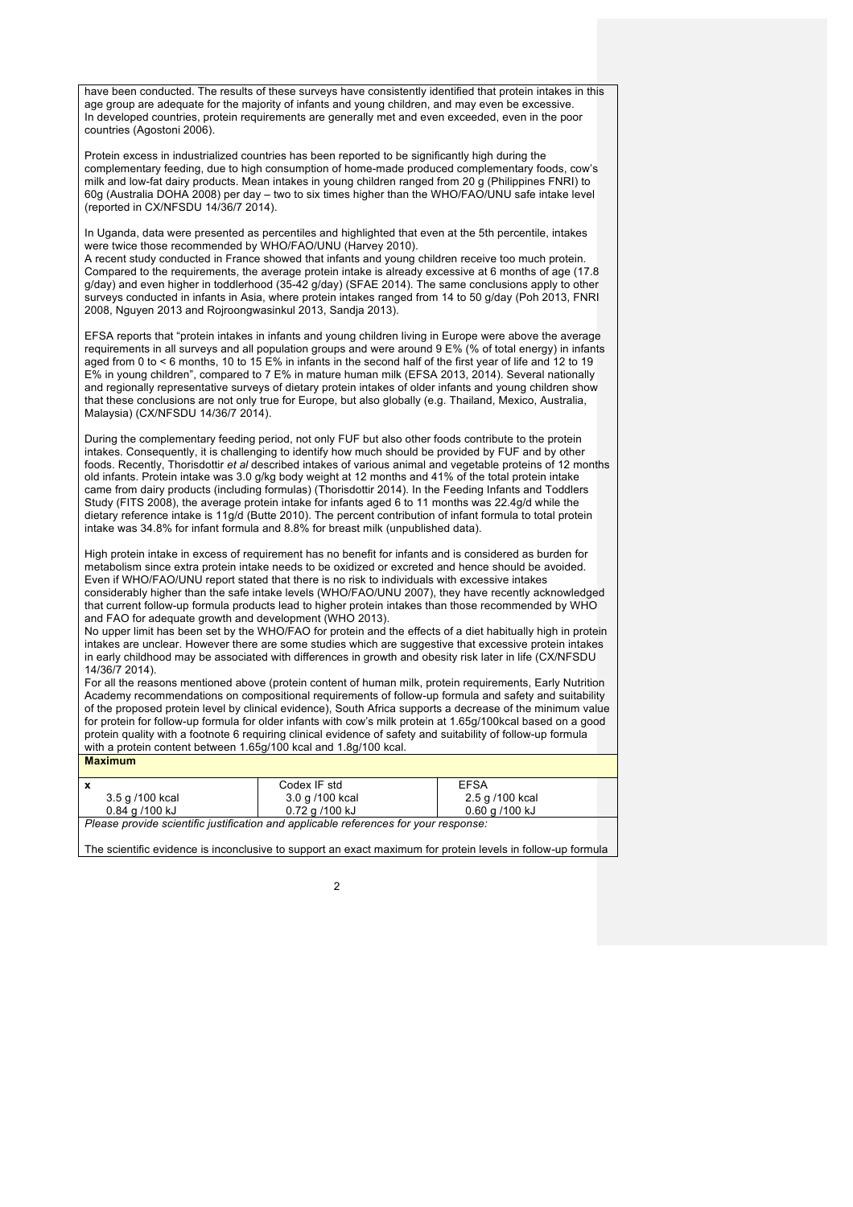have been conducted. The results of these surveys have consistently identified that protein intakes in this age group are adequate for the majority of infants and young children, and may even be excessive. In developed countries, protein requirements are generally met and even exceeded, even in the poor countries (Agostoni 2006).

Protein excess in industrialized countries has been reported to be significantly high during the complementary feeding, due to high consumption of home-made produced complementary foods, cow's milk and low-fat dairy products. Mean intakes in young children ranged from 20 g (Philippines FNRI) to 60g (Australia DOHA 2008) per day – two to six times higher than the WHO/FAO/UNU safe intake level (reported in CX/NFSDU 14/36/7 2014).

In Uganda, data were presented as percentiles and highlighted that even at the 5th percentile, intakes were twice those recommended by WHO/FAO/UNU (Harvey 2010).
A recent study conducted in France showed that infants and young children receive too much protein. Compared to the requirements, the average protein intake is already excessive at 6 months of age (17.8 g/day) and even higher in toddlerhood (35-42 g/day) (SFAE 2014). The same conclusions apply to other surveys conducted in infants in Asia, where protein intakes ranged from 14 to 50 g/day (Poh 2013, FNRI 2008, Nguyen 2013 and Rojroongwasinkul 2013, Sandja 2013).

EFSA reports that "protein intakes in infants and young children living in Europe were above the average requirements in all surveys and all population groups and were around 9 E% (% of total energy) in infants aged from 0 to < 6 months, 10 to 15 E% in infants in the second half of the first year of life and 12 to 19 E% in young children", compared to 7 E% in mature human milk (EFSA 2013, 2014). Several nationally and regionally representative surveys of dietary protein intakes of older infants and young children show that these conclusions are not only true for Europe, but also globally (e.g. Thailand, Mexico, Australia, Malaysia) (CX/NFSDU 14/36/7 2014).

During the complementary feeding period, not only FUF but also other foods contribute to the protein intakes. Consequently, it is challenging to identify how much should be provided by FUF and by other foods. Recently, Thorisdottir *et al* described intakes of various animal and vegetable proteins of 12 months old infants. Protein intake was 3.0 g/kg body weight at 12 months and 41% of the total protein intake came from dairy products (including formulas) (Thorisdottir 2014). In the Feeding Infants and Toddlers Study (FITS 2008), the average protein intake for infants aged 6 to 11 months was 22.4g/d while the dietary reference intake is 11g/d (Butte 2010). The percent contribution of infant formula to total protein intake was 34.8% for infant formula and 8.8% for breast milk (unpublished data).

High protein intake in excess of requirement has no benefit for infants and is considered as burden for metabolism since extra protein intake needs to be oxidized or excreted and hence should be avoided. Even if WHO/FAO/UNU report stated that there is no risk to individuals with excessive intakes considerably higher than the safe intake levels (WHO/FAO/UNU 2007), they have recently acknowledged that current follow-up formula products lead to higher protein intakes than those recommended by WHO and FAO for adequate growth and development (WHO 2013).
No upper limit has been set by the WHO/FAO for protein and the effects of a diet habitually high in protein intakes are unclear. However there are some studies which are suggestive that excessive protein intakes in early childhood may be associated with differences in growth and obesity risk later in life (CX/NFSDU 14/36/7 2014).
For all the reasons mentioned above (protein content of human milk, protein requirements, Early Nutrition Academy recommendations on compositional requirements of follow-up formula and safety and suitability of the proposed protein level by clinical evidence), South Africa supports a decrease of the minimum value for protein for follow-up formula for older infants with cow's milk protein at 1.65g/100kcal based on a good protein quality with a footnote 6 requiring clinical evidence of safety and suitability of follow-up formula with a protein content between 1.65g/100 kcal and 1.8g/100 kcal.

**Maximum**

| x<br>3.5 g /100 kcal<br>0.84 g /100 kJ | Codex IF std<br>3.0 g /100 kcal<br>0.72 g /100 kJ | EFSA<br>2.5 g /100 kcal<br>0.60 g /100 kJ |
|---|---|---|

*Please provide scientific justification and applicable references for your response:*

The scientific evidence is inconclusive to support an exact maximum for protein levels in follow-up formula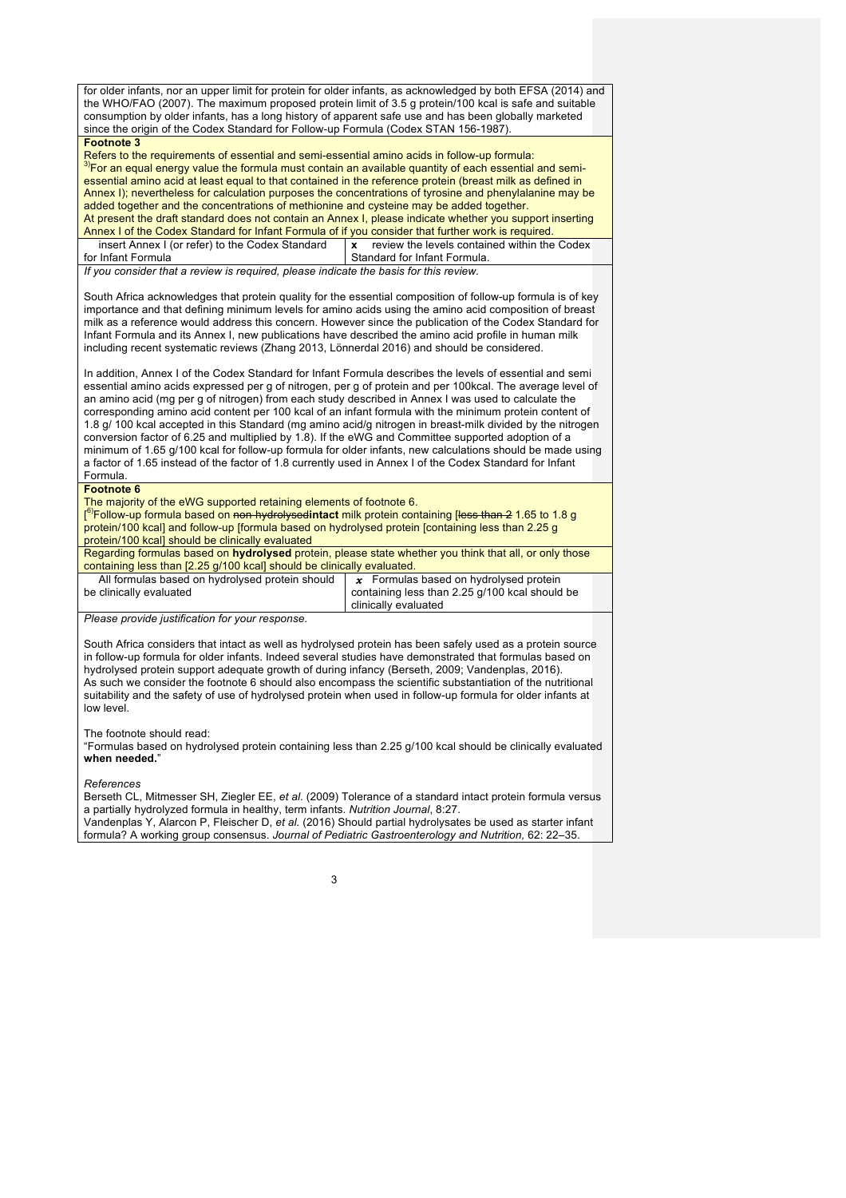for older infants, nor an upper limit for protein for older infants, as acknowledged by both EFSA (2014) and the WHO/FAO (2007). The maximum proposed protein limit of 3.5 g protein/100 kcal is safe and suitable consumption by older infants, has a long history of apparent safe use and has been globally marketed since the origin of the Codex Standard for Follow-up Formula (Codex STAN 156-1987).

**Footnote 3**

Refers to the requirements of essential and semi-essential amino acids in follow-up formula:
[3)]For an equal energy value the formula must contain an available quantity of each essential and semi-essential amino acid at least equal to that contained in the reference protein (breast milk as defined in Annex I); nevertheless for calculation purposes the concentrations of tyrosine and phenylalanine may be added together and the concentrations of methionine and cysteine may be added together.
At present the draft standard does not contain an Annex I, please indicate whether you support inserting Annex I of the Codex Standard for Infant Formula of if you consider that further work is required.

| | |
|---|---|
| insert Annex I (or refer) to the Codex Standard for Infant Formula | x review the levels contained within the Codex Standard for Infant Formula. |

*If you consider that a review is required, please indicate the basis for this review.*

South Africa acknowledges that protein quality for the essential composition of follow-up formula is of key importance and that defining minimum levels for amino acids using the amino acid composition of breast milk as a reference would address this concern. However since the publication of the Codex Standard for Infant Formula and its Annex I, new publications have described the amino acid profile in human milk including recent systematic reviews (Zhang 2013, Lönnerdal 2016) and should be considered.

In addition, Annex I of the Codex Standard for Infant Formula describes the levels of essential and semi essential amino acids expressed per g of nitrogen, per g of protein and per 100kcal. The average level of an amino acid (mg per g of nitrogen) from each study described in Annex I was used to calculate the corresponding amino acid content per 100 kcal of an infant formula with the minimum protein content of 1.8 g/ 100 kcal accepted in this Standard (mg amino acid/g nitrogen in breast-milk divided by the nitrogen conversion factor of 6.25 and multiplied by 1.8). If the eWG and Committee supported adoption of a minimum of 1.65 g/100 kcal for follow-up formula for older infants, new calculations should be made using a factor of 1.65 instead of the factor of 1.8 currently used in Annex I of the Codex Standard for Infant Formula.

**Footnote 6**

The majority of the eWG supported retaining elements of footnote 6.
[[6)]Follow-up formula based on ~~non-hydrolysed~~**intact** milk protein containing [~~less than 2~~ 1.65 to 1.8 g protein/100 kcal] and follow-up [formula based on hydrolysed protein [containing less than 2.25 g protein/100 kcal] should be clinically evaluated

Regarding formulas based on **hydrolysed** protein, please state whether you think that all, or only those containing less than [2.25 g/100 kcal] should be clinically evaluated.

| | |
|---|---|
| All formulas based on hydrolysed protein should be clinically evaluated | *x* Formulas based on hydrolysed protein containing less than 2.25 g/100 kcal should be clinically evaluated |

*Please provide justification for your response.*

South Africa considers that intact as well as hydrolysed protein has been safely used as a protein source in follow-up formula for older infants. Indeed several studies have demonstrated that formulas based on hydrolysed protein support adequate growth of during infancy (Berseth, 2009; Vandenplas, 2016).
As such we consider the footnote 6 should also encompass the scientific substantiation of the nutritional suitability and the safety of use of hydrolysed protein when used in follow-up formula for older infants at low level.

The footnote should read:
"Formulas based on hydrolysed protein containing less than 2.25 g/100 kcal should be clinically evaluated **when needed.**"

*References*

Berseth CL, Mitmesser SH, Ziegler EE, *et al.* (2009) Tolerance of a standard intact protein formula versus a partially hydrolyzed formula in healthy, term infants. *Nutrition Journal*, 8:27.
Vandenplas Y, Alarcon P, Fleischer D, *et al.* (2016) Should partial hydrolysates be used as starter infant formula? A working group consensus. *Journal of Pediatric Gastroenterology and Nutrition,* 62: 22–35.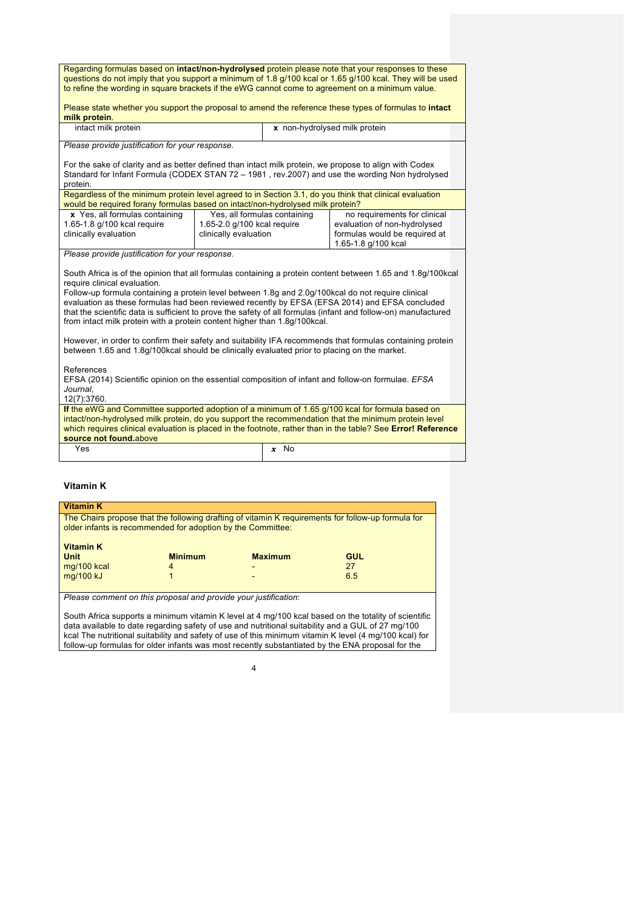Regarding formulas based on **intact/non-hydrolysed** protein please note that your responses to these questions do not imply that you support a minimum of 1.8 g/100 kcal or 1.65 g/100 kcal. They will be used to refine the wording in square brackets if the eWG cannot come to agreement on a minimum value.

Please state whether you support the proposal to amend the reference these types of formulas to **intact milk protein**.

| intact milk protein | **x** non-hydrolysed milk protein |
|---|---|

*Please provide justification for your response.*

For the sake of clarity and as better defined than intact milk protein, we propose to align with Codex Standard for Infant Formula (CODEX STAN 72 – 1981 , rev.2007) and use the wording Non hydrolysed protein.

Regardless of the minimum protein level agreed to in Section 3.1, do you think that clinical evaluation would be required forany formulas based on intact/non-hydrolysed milk protein?

| **x** Yes, all formulas containing 1.65-1.8 g/100 kcal require clinically evaluation | Yes, all formulas containing 1.65-2.0 g/100 kcal require clinically evaluation | no requirements for clinical evaluation of non-hydrolysed formulas would be required at 1.65-1.8 g/100 kcal |
|---|---|---|

*Please provide justification for your response.*

South Africa is of the opinion that all formulas containing a protein content between 1.65 and 1.8g/100kcal require clinical evaluation.

Follow-up formula containing a protein level between 1.8g and 2.0g/100kcal do not require clinical evaluation as these formulas had been reviewed recently by EFSA (EFSA 2014) and EFSA concluded that the scientific data is sufficient to prove the safety of all formulas (infant and follow-on) manufactured from intact milk protein with a protein content higher than 1.8g/100kcal.

However, in order to confirm their safety and suitability IFA recommends that formulas containing protein between 1.65 and 1.8g/100kcal should be clinically evaluated prior to placing on the market.

References

EFSA (2014) Scientific opinion on the essential composition of infant and follow-on formulae. *EFSA Journal*, 12(7):3760.

**If** the eWG and Committee supported adoption of a minimum of 1.65 g/100 kcal for formula based on intact/non-hydrolysed milk protein, do you support the recommendation that the minimum protein level which requires clinical evaluation is placed in the footnote, rather than in the table? See **Error! Reference source not found.**above

| Yes | ***x*** No |
|---|---|

## Vitamin K

**Vitamin K**

The Chairs propose that the following drafting of vitamin K requirements for follow-up formula for older infants is recommended for adoption by the Committee:

**Vitamin K**

| Unit | Minimum | Maximum | GUL |
|---|---|---|---|
| mg/100 kcal | 4 | - | 27 |
| mg/100 kJ | 1 | - | 6.5 |

*Please comment on this proposal and provide your justification*:

South Africa supports a minimum vitamin K level at 4 mg/100 kcal based on the totality of scientific data available to date regarding safety of use and nutritional suitability and a GUL of 27 mg/100 kcal The nutritional suitability and safety of use of this minimum vitamin K level (4 mg/100 kcal) for follow-up formulas for older infants was most recently substantiated by the ENA proposal for the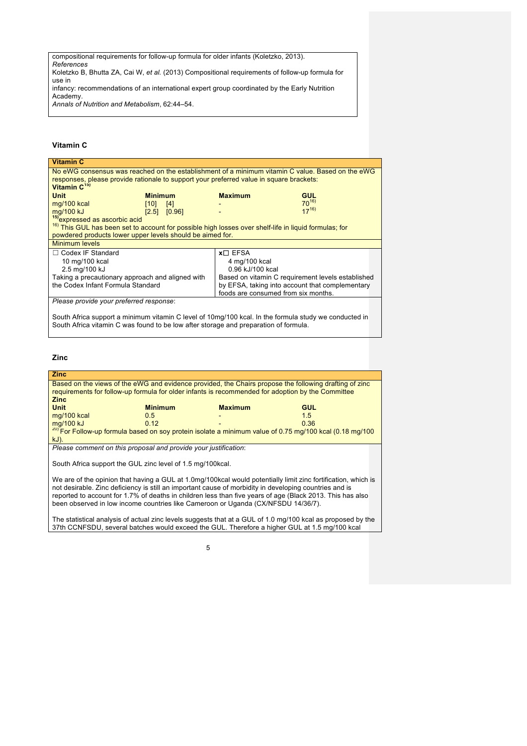compositional requirements for follow-up formula for older infants (Koletzko, 2013).

*References*

Koletzko B, Bhutta ZA, Cai W, *et al.* (2013) Compositional requirements of follow-up formula for use in
infancy: recommendations of an international expert group coordinated by the Early Nutrition Academy.
*Annals of Nutrition and Metabolism*, 62:44–54.

### Vitamin C

**Vitamin C**

No eWG consensus was reached on the establishment of a minimum vitamin C value. Based on the eWG responses, please provide rationale to support your preferred value in square brackets:

**Vitamin C**[15)]

| Unit | Minimum | Maximum | GUL |
|---|---|---|---|
| mg/100 kcal | [10] [4] | - | 70[16)] |
| mg/100 kJ | [2.5] [0.96] | - | 17[16)] |

[15)]expressed as ascorbic acid

[16)] This GUL has been set to account for possible high losses over shelf-life in liquid formulas; for powdered products lower upper levels should be aimed for.

Minimum levels

| ☐ Codex IF Standard | x☐ EFSA |
|---|---|
| 10 mg/100 kcal<br>2.5 mg/100 kJ | 4 mg/100 kcal<br>0.96 kJ/100 kcal |
| Taking a precautionary approach and aligned with the Codex Infant Formula Standard | Based on vitamin C requirement levels established by EFSA, taking into account that complementary foods are consumed from six months. |

*Please provide your preferred response*:

South Africa support a minimum vitamin C level of 10mg/100 kcal. In the formula study we conducted in South Africa vitamin C was found to be low after storage and preparation of formula.

### Zinc

**Zinc**

Based on the views of the eWG and evidence provided, the Chairs propose the following drafting of zinc requirements for follow-up formula for older infants is recommended for adoption by the Committee

**Zinc**

| Unit | Minimum | Maximum | GUL |
|---|---|---|---|
| mg/100 kcal | 0.5 | - | 1.5 |
| mg/100 kJ | 0.12 | - | 0.36 |

[20)] For Follow-up formula based on soy protein isolate a minimum value of 0.75 mg/100 kcal (0.18 mg/100 kJ).

*Please comment on this proposal and provide your justification*:

South Africa support the GUL zinc level of 1.5 mg/100kcal.

We are of the opinion that having a GUL at 1.0mg/100kcal would potentially limit zinc fortification, which is not desirable. Zinc deficiency is still an important cause of morbidity in developing countries and is reported to account for 1.7% of deaths in children less than five years of age (Black 2013. This has also been observed in low income countries like Cameroon or Uganda (CX/NFSDU 14/36/7).

The statistical analysis of actual zinc levels suggests that at a GUL of 1.0 mg/100 kcal as proposed by the 37th CCNFSDU, several batches would exceed the GUL. Therefore a higher GUL at 1.5 mg/100 kcal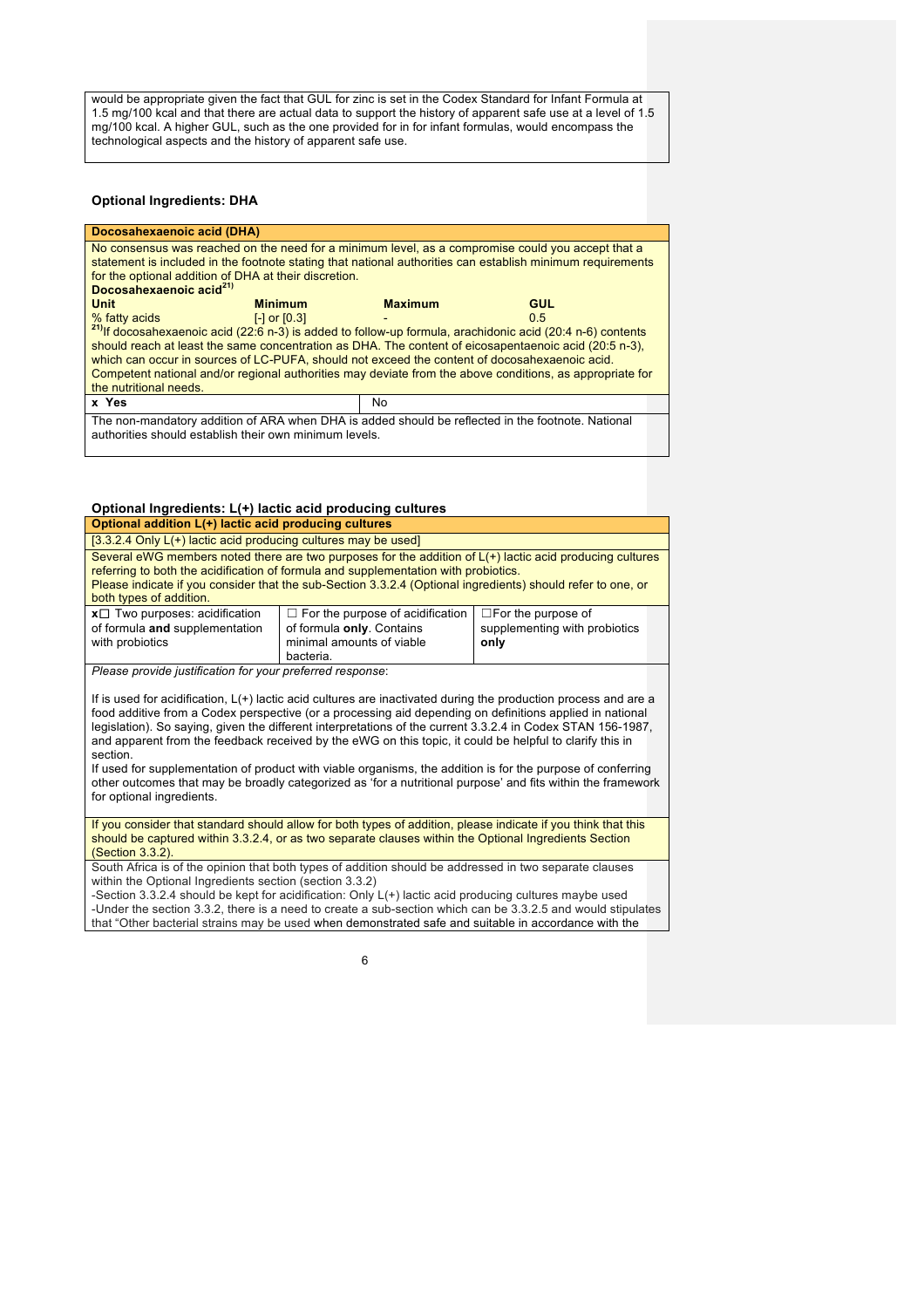would be appropriate given the fact that GUL for zinc is set in the Codex Standard for Infant Formula at 1.5 mg/100 kcal and that there are actual data to support the history of apparent safe use at a level of 1.5 mg/100 kcal. A higher GUL, such as the one provided for in for infant formulas, would encompass the technological aspects and the history of apparent safe use.

### Optional Ingredients: DHA

**Docosahexaenoic acid (DHA)**

No consensus was reached on the need for a minimum level, as a compromise could you accept that a statement is included in the footnote stating that national authorities can establish minimum requirements for the optional addition of DHA at their discretion.

**Docosahexaenoic acid[21)]**

| Unit | Minimum | Maximum | GUL |
|---|---|---|---|
| % fatty acids | [-] or [0.3] | - | 0.5 |

[21)]If docosahexaenoic acid (22:6 n-3) is added to follow-up formula, arachidonic acid (20:4 n-6) contents should reach at least the same concentration as DHA. The content of eicosapentaenoic acid (20:5 n-3), which can occur in sources of LC-PUFA, should not exceed the content of docosahexaenoic acid. Competent national and/or regional authorities may deviate from the above conditions, as appropriate for the nutritional needs.

| x **Yes** | No |
|---|---|

The non-mandatory addition of ARA when DHA is added should be reflected in the footnote. National authorities should establish their own minimum levels.

### Optional Ingredients: L(+) lactic acid producing cultures

**Optional addition L(+) lactic acid producing cultures**

[3.3.2.4 Only L(+) lactic acid producing cultures may be used]

Several eWG members noted there are two purposes for the addition of L(+) lactic acid producing cultures referring to both the acidification of formula and supplementation with probiotics.
Please indicate if you consider that the sub-Section 3.3.2.4 (Optional ingredients) should refer to one, or both types of addition.

| **x**☐ Two purposes: acidification of formula **and** supplementation with probiotics | ☐ For the purpose of acidification of formula **only**. Contains minimal amounts of viable bacteria. | ☐For the purpose of supplementing with probiotics **only** |
|---|---|---|

*Please provide justification for your preferred response*:

If is used for acidification, L(+) lactic acid cultures are inactivated during the production process and are a food additive from a Codex perspective (or a processing aid depending on definitions applied in national legislation). So saying, given the different interpretations of the current 3.3.2.4 in Codex STAN 156-1987, and apparent from the feedback received by the eWG on this topic, it could be helpful to clarify this in section.
If used for supplementation of product with viable organisms, the addition is for the purpose of conferring other outcomes that may be broadly categorized as 'for a nutritional purpose' and fits within the framework for optional ingredients.

If you consider that standard should allow for both types of addition, please indicate if you think that this should be captured within 3.3.2.4, or as two separate clauses within the Optional Ingredients Section (Section 3.3.2).

South Africa is of the opinion that both types of addition should be addressed in two separate clauses within the Optional Ingredients section (section 3.3.2)
-Section 3.3.2.4 should be kept for acidification: Only L(+) lactic acid producing cultures maybe used
-Under the section 3.3.2, there is a need to create a sub-section which can be 3.3.2.5 and would stipulates that "Other bacterial strains may be used when demonstrated safe and suitable in accordance with the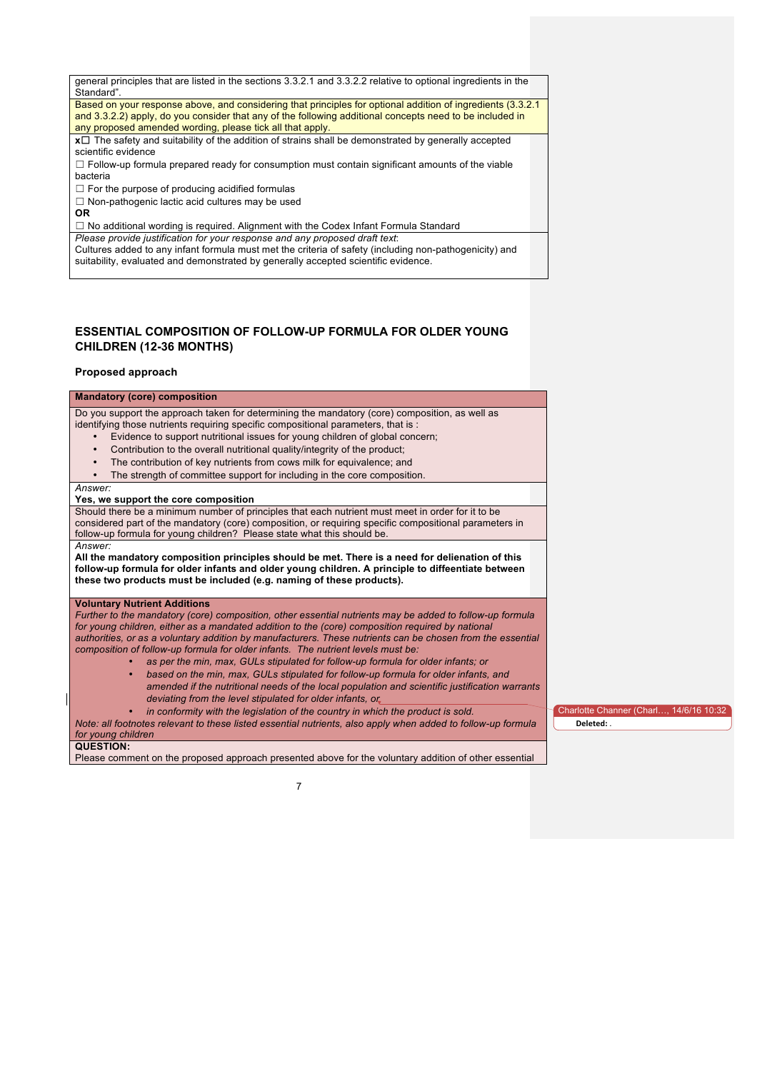general principles that are listed in the sections 3.3.2.1 and 3.3.2.2 relative to optional ingredients in the Standard".

Based on your response above, and considering that principles for optional addition of ingredients (3.3.2.1 and 3.3.2.2) apply, do you consider that any of the following additional concepts need to be included in any proposed amended wording, please tick all that apply.

x☐ The safety and suitability of the addition of strains shall be demonstrated by generally accepted scientific evidence

☐ Follow-up formula prepared ready for consumption must contain significant amounts of the viable bacteria

☐ For the purpose of producing acidified formulas

☐ Non-pathogenic lactic acid cultures may be used

**OR**

☐ No additional wording is required. Alignment with the Codex Infant Formula Standard

*Please provide justification for your response and any proposed draft text*:

Cultures added to any infant formula must met the criteria of safety (including non-pathogenicity) and suitability, evaluated and demonstrated by generally accepted scientific evidence.

## ESSENTIAL COMPOSITION OF FOLLOW-UP FORMULA FOR OLDER YOUNG CHILDREN (12-36 MONTHS)

### Proposed approach

**Mandatory (core) composition**

Do you support the approach taken for determining the mandatory (core) composition, as well as identifying those nutrients requiring specific compositional parameters, that is :

- Evidence to support nutritional issues for young children of global concern;
- Contribution to the overall nutritional quality/integrity of the product;
- The contribution of key nutrients from cows milk for equivalence; and
- The strength of committee support for including in the core composition.

*Answer:*

**Yes, we support the core composition**

Should there be a minimum number of principles that each nutrient must meet in order for it to be considered part of the mandatory (core) composition, or requiring specific compositional parameters in follow-up formula for young children? Please state what this should be.

*Answer:*

**All the mandatory composition principles should be met. There is a need for delienation of this follow-up formula for older infants and older young children. A principle to diffeentiate between these two products must be included (e.g. naming of these products).**

**Voluntary Nutrient Additions**

*Further to the mandatory (core) composition, other essential nutrients may be added to follow-up formula for young children, either as a mandated addition to the (core) composition required by national authorities, or as a voluntary addition by manufacturers. These nutrients can be chosen from the essential composition of follow-up formula for older infants. The nutrient levels must be:*

- *as per the min, max, GULs stipulated for follow-up formula for older infants; or*
- *based on the min, max, GULs stipulated for follow-up formula for older infants, and amended if the nutritional needs of the local population and scientific justification warrants deviating from the level stipulated for older infants, or*
- *in conformity with the legislation of the country in which the product is sold.*

*Note: all footnotes relevant to these listed essential nutrients, also apply when added to follow-up formula for young children*

**QUESTION:**

Please comment on the proposed approach presented above for the voluntary addition of other essential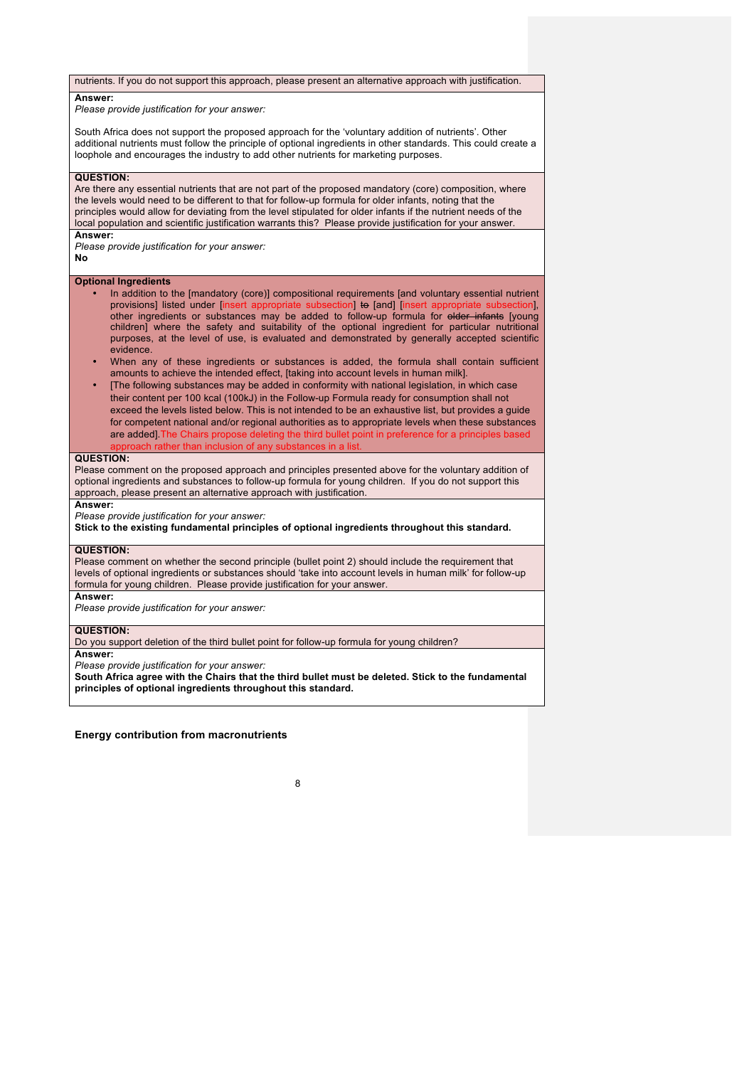nutrients. If you do not support this approach, please present an alternative approach with justification.

**Answer:**

*Please provide justification for your answer:*

South Africa does not support the proposed approach for the 'voluntary addition of nutrients'. Other additional nutrients must follow the principle of optional ingredients in other standards. This could create a loophole and encourages the industry to add other nutrients for marketing purposes.

**QUESTION:**

Are there any essential nutrients that are not part of the proposed mandatory (core) composition, where the levels would need to be different to that for follow-up formula for older infants, noting that the principles would allow for deviating from the level stipulated for older infants if the nutrient needs of the local population and scientific justification warrants this? Please provide justification for your answer.

**Answer:**

*Please provide justification for your answer:*

**No**

**Optional Ingredients**

- In addition to the [mandatory (core)] compositional requirements [and voluntary essential nutrient provisions] listed under [insert appropriate subsection] ~~to~~ [and] [insert appropriate subsection], other ingredients or substances may be added to follow-up formula for ~~older infants~~ [young children] where the safety and suitability of the optional ingredient for particular nutritional purposes, at the level of use, is evaluated and demonstrated by generally accepted scientific evidence.
- When any of these ingredients or substances is added, the formula shall contain sufficient amounts to achieve the intended effect, [taking into account levels in human milk].
- [The following substances may be added in conformity with national legislation, in which case their content per 100 kcal (100kJ) in the Follow-up Formula ready for consumption shall not exceed the levels listed below. This is not intended to be an exhaustive list, but provides a guide for competent national and/or regional authorities as to appropriate levels when these substances are added].The Chairs propose deleting the third bullet point in preference for a principles based approach rather than inclusion of any substances in a list.

**QUESTION:**

Please comment on the proposed approach and principles presented above for the voluntary addition of optional ingredients and substances to follow-up formula for young children. If you do not support this approach, please present an alternative approach with justification.

**Answer:**

*Please provide justification for your answer:*

**Stick to the existing fundamental principles of optional ingredients throughout this standard.**

**QUESTION:**

Please comment on whether the second principle (bullet point 2) should include the requirement that levels of optional ingredients or substances should 'take into account levels in human milk' for follow-up formula for young children. Please provide justification for your answer.

**Answer:**

*Please provide justification for your answer:*

**QUESTION:**

Do you support deletion of the third bullet point for follow-up formula for young children?

**Answer:**

*Please provide justification for your answer:*

**South Africa agree with the Chairs that the third bullet must be deleted. Stick to the fundamental principles of optional ingredients throughout this standard.**

**Energy contribution from macronutrients**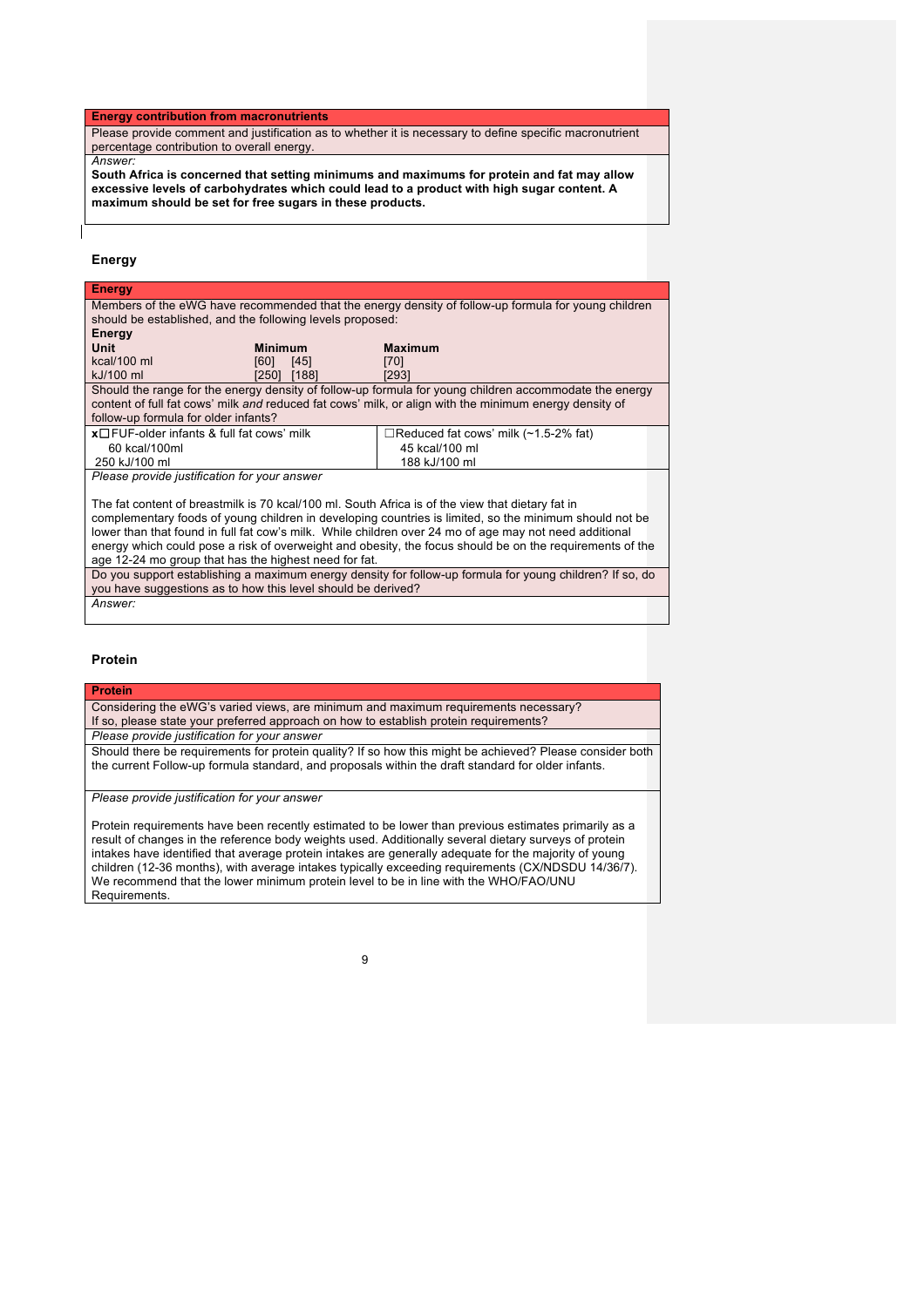| Energy contribution from macronutrients |
|---|
| Please provide comment and justification as to whether it is necessary to define specific macronutrient percentage contribution to overall energy. |
| *Answer:*<br>**South Africa is concerned that setting minimums and maximums for protein and fat may allow excessive levels of carbohydrates which could lead to a product with high sugar content. A maximum should be set for free sugars in these products.** |

### Energy

| Energy | | |
|---|---|---|
| Members of the eWG have recommended that the energy density of follow-up formula for young children should be established, and the following levels proposed: | | |
| **Energy** | | |
| **Unit** | **Minimum** | **Maximum** |
| kcal/100 ml | [60] [45] | [70] |
| kJ/100 ml | [250] [188] | [293] |
| Should the range for the energy density of follow-up formula for young children accommodate the energy content of full fat cows' milk *and* reduced fat cows' milk, or align with the minimum energy density of follow-up formula for older infants? | | |
| **x**☐FUF-older infants & full fat cows' milk<br>60 kcal/100ml<br>250 kJ/100 ml | ☐Reduced fat cows' milk (~1.5-2% fat)<br>45 kcal/100 ml<br>188 kJ/100 ml | |
| *Please provide justification for your answer*<br><br>The fat content of breastmilk is 70 kcal/100 ml. South Africa is of the view that dietary fat in complementary foods of young children in developing countries is limited, so the minimum should not be lower than that found in full fat cow's milk. While children over 24 mo of age may not need additional energy which could pose a risk of overweight and obesity, the focus should be on the requirements of the age 12-24 mo group that has the highest need for fat. | | |
| Do you support establishing a maximum energy density for follow-up formula for young children? If so, do you have suggestions as to how this level should be derived? | | |
| *Answer:* | | |

### Protein

| Protein |
|---|
| Considering the eWG's varied views, are minimum and maximum requirements necessary?<br>If so, please state your preferred approach on how to establish protein requirements? |
| *Please provide justification for your answer* |
| Should there be requirements for protein quality? If so how this might be achieved? Please consider both the current Follow-up formula standard, and proposals within the draft standard for older infants. |
| *Please provide justification for your answer*<br><br>Protein requirements have been recently estimated to be lower than previous estimates primarily as a result of changes in the reference body weights used. Additionally several dietary surveys of protein intakes have identified that average protein intakes are generally adequate for the majority of young children (12-36 months), with average intakes typically exceeding requirements (CX/NDSDU 14/36/7). We recommend that the lower minimum protein level to be in line with the WHO/FAO/UNU Requirements. |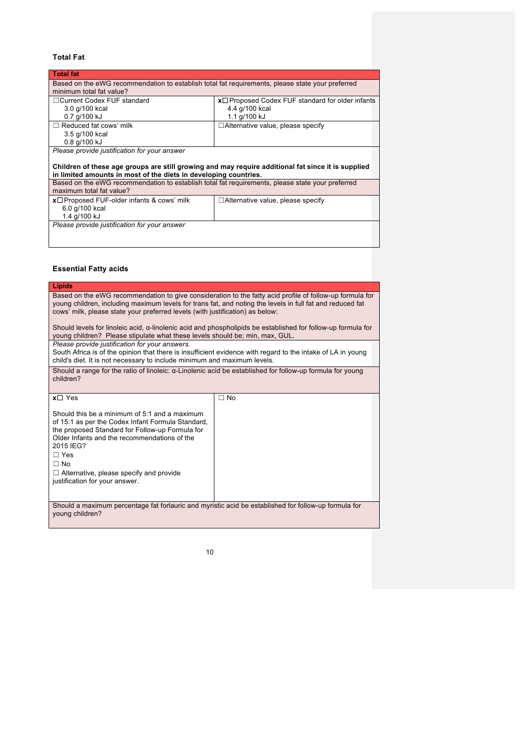### Total Fat

| Total fat | |
|---|---|
| Based on the eWG recommendation to establish total fat requirements, please state your preferred minimum total fat value? | |
| ☐Current Codex FUF standard<br>3.0 g/100 kcal<br>0.7 g/100 kJ | x☐Proposed Codex FUF standard for older infants<br>4.4 g/100 kcal<br>1.1 g/100 kJ |
| ☐ Reduced fat cows' milk<br>3.5 g/100 kcal<br>0.8 g/100 kJ | ☐Alternative value, please specify |
| *Please provide justification for your answer*<br><br>**Children of these age groups are still growing and may require additional fat since it is supplied in limited amounts in most of the diets in developing countries.** | |
| Based on the eWG recommendation to establish total fat requirements, please state your preferred maximum total fat value? | |
| x☐Proposed FUF-older infants & cows' milk<br>6.0 g/100 kcal<br>1.4 g/100 kJ | ☐Alternative value, please specify |
| *Please provide justification for your answer* | |

### Essential Fatty acids

| Lipids | |
|---|---|
| Based on the eWG recommendation to give consideration to the fatty acid profile of follow-up formula for young children, including maximum levels for trans fat, and noting the levels in full fat and reduced fat cows' milk, please state your preferred levels (with justification) as below:<br><br>Should levels for linoleic acid, α-linolenic acid and phospholipids be established for follow-up formula for young children? Please stipulate what these levels should be; min, max, GUL. | |
| *Please provide justification for your answers.*<br>South Africa is of the opinion that there is insufficient evidence with regard to the intake of LA in young child's diet. It is not necessary to include minimum and maximum levels. | |
| Should a range for the ratio of linoleic: α-Linolenic acid be established for follow-up formula for young children? | |
| x☐ Yes<br><br>Should this be a minimum of 5:1 and a maximum of 15:1 as per the Codex Infant Formula Standard, the proposed Standard for Follow-up Formula for Older Infants and the recommendations of the 2015 IEG?<br>☐ Yes<br>☐ No<br>☐ Alternative, please specify and provide justification for your answer. | ☐ No |
| Should a maximum percentage fat forlauric and myristic acid be established for follow-up formula for young children? | |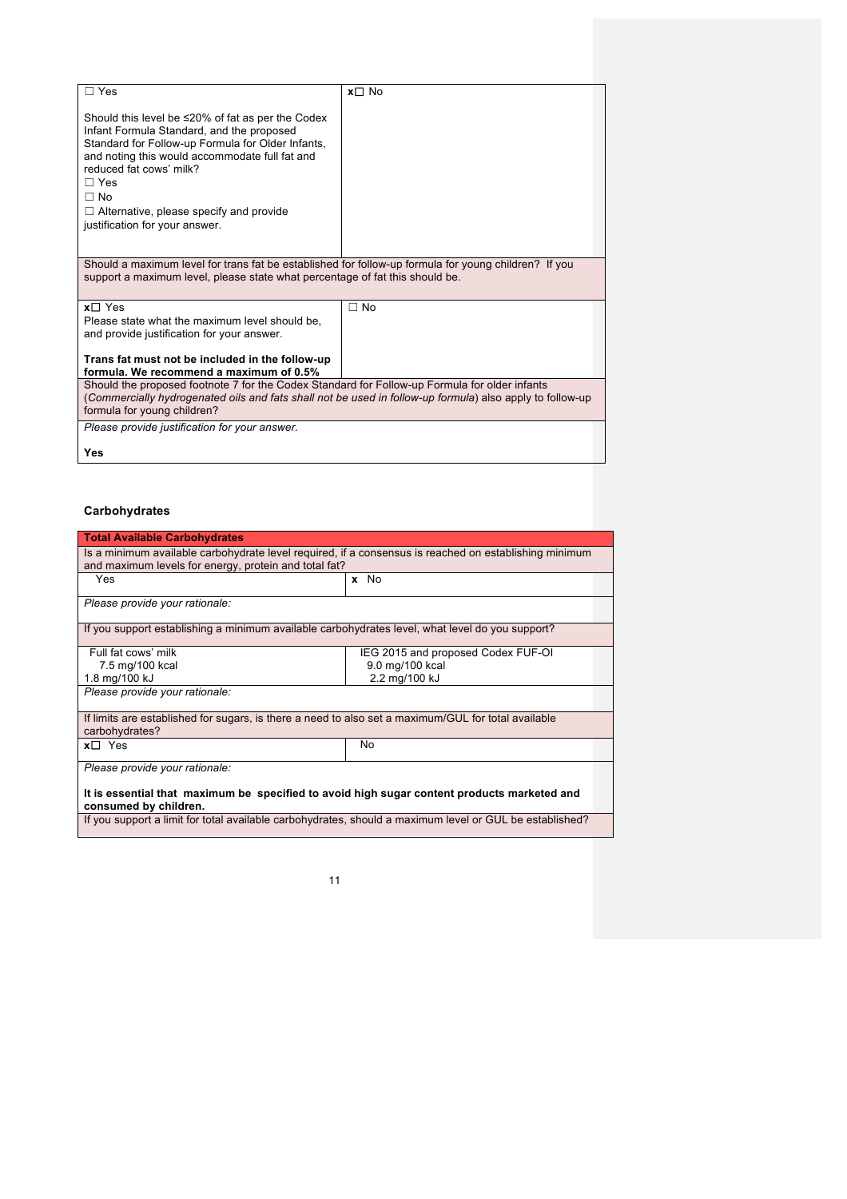| ☐ Yes<br><br>Should this level be ≤20% of fat as per the Codex Infant Formula Standard, and the proposed Standard for Follow-up Formula for Older Infants, and noting this would accommodate full fat and reduced fat cows' milk?<br>☐ Yes<br>☐ No<br>☐ Alternative, please specify and provide justification for your answer. | x☐ No |
|---|---|
| Should a maximum level for trans fat be established for follow-up formula for young children? If you support a maximum level, please state what percentage of fat this should be. | |
| x☐ Yes<br>Please state what the maximum level should be, and provide justification for your answer.<br><br>**Trans fat must not be included in the follow-up formula. We recommend a maximum of 0.5%** | ☐ No |
| Should the proposed footnote 7 for the Codex Standard for Follow-up Formula for older infants (*Commercially hydrogenated oils and fats shall not be used in follow-up formula*) also apply to follow-up formula for young children? | |
| *Please provide justification for your answer.*<br><br>**Yes** | |

### Carbohydrates

| **Total Available Carbohydrates** | |
|---|---|
| Is a minimum available carbohydrate level required, if a consensus is reached on establishing minimum and maximum levels for energy, protein and total fat? | |
| Yes | **x** No |
| *Please provide your rationale:* | |
| If you support establishing a minimum available carbohydrates level, what level do you support? | |
| Full fat cows' milk<br>7.5 mg/100 kcal<br>1.8 mg/100 kJ | IEG 2015 and proposed Codex FUF-OI<br>9.0 mg/100 kcal<br>2.2 mg/100 kJ |
| *Please provide your rationale:* | |
| If limits are established for sugars, is there a need to also set a maximum/GUL for total available carbohydrates? | |
| x☐ Yes | No |
| *Please provide your rationale:*<br><br>**It is essential that maximum be specified to avoid high sugar content products marketed and consumed by children.** | |
| If you support a limit for total available carbohydrates, should a maximum level or GUL be established? | |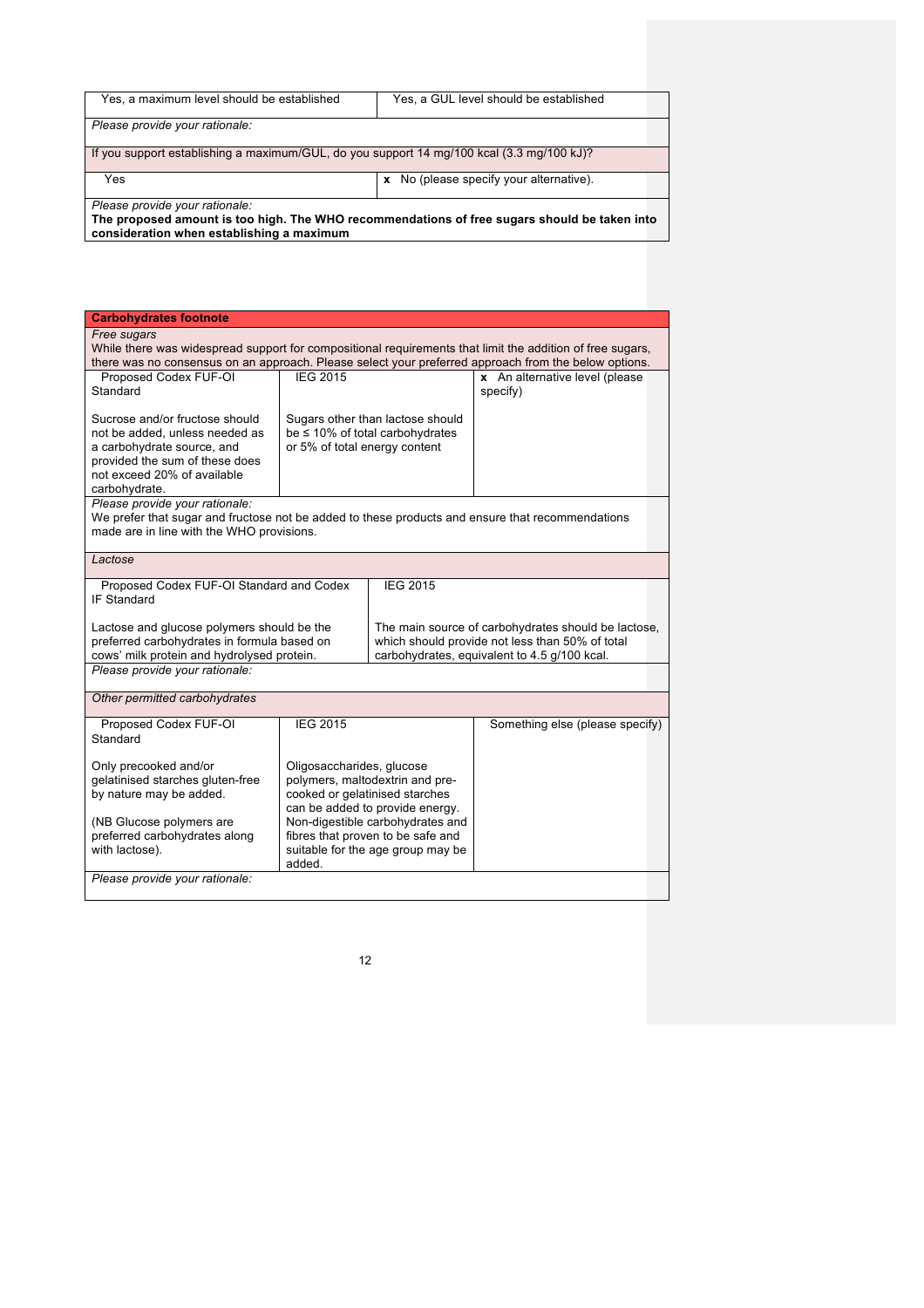| Yes, a maximum level should be established | Yes, a GUL level should be established |
|---|---|
| *Please provide your rationale:* | |
| If you support establishing a maximum/GUL, do you support 14 mg/100 kcal (3.3 mg/100 kJ)? | |
| Yes | x No (please specify your alternative). |
| *Please provide your rationale:* **The proposed amount is too high. The WHO recommendations of free sugars should be taken into consideration when establishing a maximum** | |

| **Carbohydrates footnote** | | |
|---|---|---|
| *Free sugars* While there was widespread support for compositional requirements that limit the addition of free sugars, there was no consensus on an approach. Please select your preferred approach from the below options. | | |
| Proposed Codex FUF-OI Standard<br><br>Sucrose and/or fructose should not be added, unless needed as a carbohydrate source, and provided the sum of these does not exceed 20% of available carbohydrate. | IEG 2015<br><br>Sugars other than lactose should be ≤ 10% of total carbohydrates or 5% of total energy content | x An alternative level (please specify) |
| *Please provide your rationale:* We prefer that sugar and fructose not be added to these products and ensure that recommendations made are in line with the WHO provisions. | | |
| *Lactose* | | |
| Proposed Codex FUF-OI Standard and Codex IF Standard<br><br>Lactose and glucose polymers should be the preferred carbohydrates in formula based on cows' milk protein and hydrolysed protein. | IEG 2015<br><br>The main source of carbohydrates should be lactose, which should provide not less than 50% of total carbohydrates, equivalent to 4.5 g/100 kcal. | |
| *Please provide your rationale:* | | |
| *Other permitted carbohydrates* | | |
| Proposed Codex FUF-OI Standard<br><br>Only precooked and/or gelatinised starches gluten-free by nature may be added.<br><br>(NB Glucose polymers are preferred carbohydrates along with lactose). | IEG 2015<br><br>Oligosaccharides, glucose polymers, maltodextrin and pre-cooked or gelatinised starches can be added to provide energy. Non-digestible carbohydrates and fibres that proven to be safe and suitable for the age group may be added. | Something else (please specify) |
| *Please provide your rationale:* | | |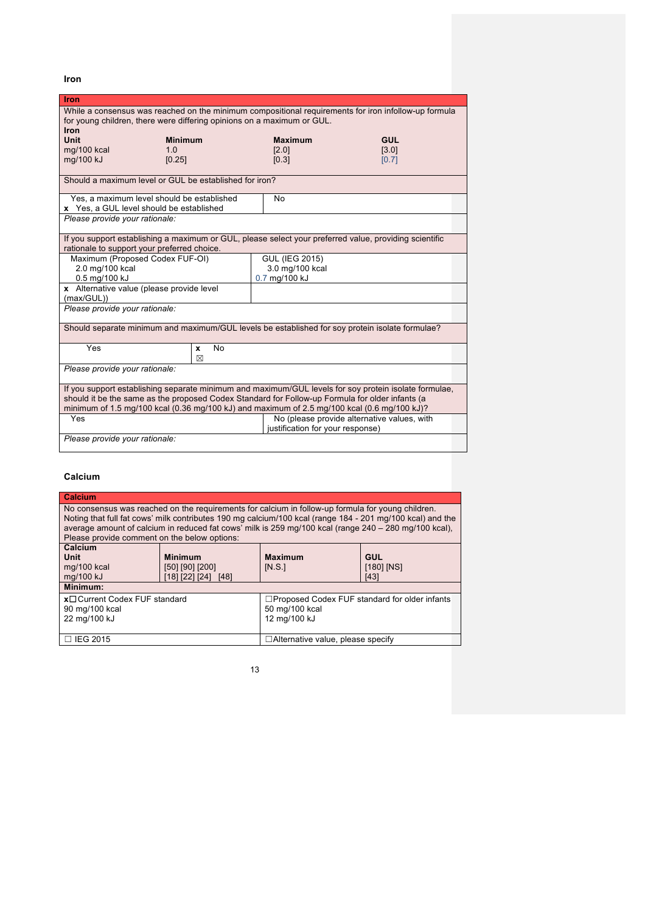### Iron

| **Iron** | | | |
|---|---|---|---|
| While a consensus was reached on the minimum compositional requirements for iron infollow-up formula for young children, there were differing opinions on a maximum or GUL. | | | |
| **Iron** | | | |
| **Unit** | **Minimum** | **Maximum** | **GUL** |
| mg/100 kcal | 1.0 | [2.0] | [3.0] |
| mg/100 kJ | [0.25] | [0.3] | [0.7] |

| Should a maximum level or GUL be established for iron? | |
|---|---|
| Yes, a maximum level should be established<br>x Yes, a GUL level should be established | No |
| *Please provide your rationale:* | |

| If you support establishing a maximum or GUL, please select your preferred value, providing scientific rationale to support your preferred choice. | |
|---|---|
| Maximum (Proposed Codex FUF-OI)<br>2.0 mg/100 kcal<br>0.5 mg/100 kJ | GUL (IEG 2015)<br>3.0 mg/100 kcal<br>0.7 mg/100 kJ |
| x Alternative value (please provide level (max/GUL)) | |
| *Please provide your rationale:* | |

| Should separate minimum and maximum/GUL levels be established for soy protein isolate formulae? | |
|---|---|
| Yes | x No ☒ |
| *Please provide your rationale:* | |

| If you support establishing separate minimum and maximum/GUL levels for soy protein isolate formulae, should it be the same as the proposed Codex Standard for Follow-up Formula for older infants (a minimum of 1.5 mg/100 kcal (0.36 mg/100 kJ) and maximum of 2.5 mg/100 kcal (0.6 mg/100 kJ)? | |
|---|---|
| Yes | No (please provide alternative values, with justification for your response) |
| *Please provide your rationale:* | |

### Calcium

| **Calcium** | | | |
|---|---|---|---|
| No consensus was reached on the requirements for calcium in follow-up formula for young children. Noting that full fat cows' milk contributes 190 mg calcium/100 kcal (range 184 - 201 mg/100 kcal) and the average amount of calcium in reduced fat cows' milk is 259 mg/100 kcal (range 240 – 280 mg/100 kcal), Please provide comment on the below options: | | | |
| **Calcium**<br>**Unit** | **Minimum** | **Maximum** | **GUL** |
| mg/100 kcal | [50] [90] [200] | [N.S.] | [180] [NS] |
| mg/100 kJ | [18] [22] [24] [48] | | [43] |
| **Minimum:** | | | |
| x☐ Current Codex FUF standard<br>90 mg/100 kcal<br>22 mg/100 kJ | | ☐Proposed Codex FUF standard for older infants<br>50 mg/100 kcal<br>12 mg/100 kJ | |
| ☐ IEG 2015 | | ☐Alternative value, please specify | |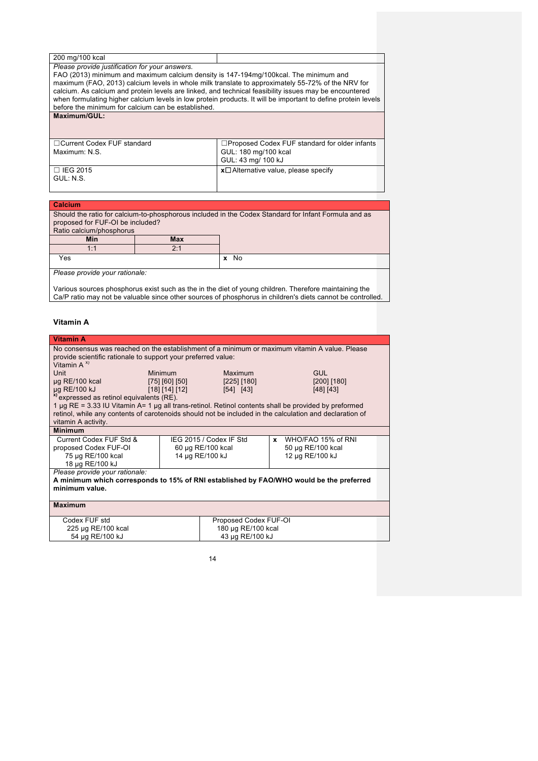| 200 mg/100 kcal | |
|---|---|

*Please provide justification for your answers.*
FAO (2013) minimum and maximum calcium density is 147-194mg/100kcal. The minimum and maximum (FAO, 2013) calcium levels in whole milk translate to approximately 55-72% of the NRV for calcium. As calcium and protein levels are linked, and technical feasibility issues may be encountered when formulating higher calcium levels in low protein products. It will be important to define protein levels before the minimum for calcium can be established.

**Maximum/GUL:**

| ☐Current Codex FUF standard<br>Maximum: N.S. | ☐Proposed Codex FUF standard for older infants<br>GUL: 180 mg/100 kcal<br>GUL: 43 mg/ 100 kJ |
|---|---|
| ☐ IEG 2015<br>GUL: N.S. | x☐Alternative value, please specify |

**Calcium**

Should the ratio for calcium-to-phosphorous included in the Codex Standard for Infant Formula and as proposed for FUF-OI be included?

Ratio calcium/phosphorus

| Min | Max |
|---|---|
| 1:1 | 2:1 |

| Yes | x No |
|---|---|

*Please provide your rationale:*

Various sources phosphorus exist such as the in the diet of young children. Therefore maintaining the Ca/P ratio may not be valuable since other sources of phosphorus in children's diets cannot be controlled.

### Vitamin A

**Vitamin A**

No consensus was reached on the establishment of a minimum or maximum vitamin A value. Please provide scientific rationale to support your preferred value:

Vitamin A [x)]

| Unit | Minimum | Maximum | GUL |
|---|---|---|---|
| µg RE/100 kcal | [75] [60] [50] | [225] [180] | [200] [180] |
| µg RE/100 kJ | [18] [14] [12] | [54] [43] | [48] [43] |

[x)] expressed as retinol equivalents (RE).

1 µg RE = 3.33 IU Vitamin A= 1 µg all trans-retinol. Retinol contents shall be provided by preformed retinol, while any contents of carotenoids should not be included in the calculation and declaration of vitamin A activity.

**Minimum**

| Current Codex FUF Std & proposed Codex FUF-OI<br>75 µg RE/100 kcal<br>18 µg RE/100 kJ | IEG 2015 / Codex IF Std<br>60 µg RE/100 kcal<br>14 µg RE/100 kJ | x WHO/FAO 15% of RNI<br>50 µg RE/100 kcal<br>12 µg RE/100 kJ |
|---|---|---|

*Please provide your rationale:*
**A minimum which corresponds to 15% of RNI established by FAO/WHO would be the preferred minimum value.**

**Maximum**

| Codex FUF std<br>225 µg RE/100 kcal<br>54 µg RE/100 kJ | Proposed Codex FUF-OI<br>180 µg RE/100 kcal<br>43 µg RE/100 kJ |
|---|---|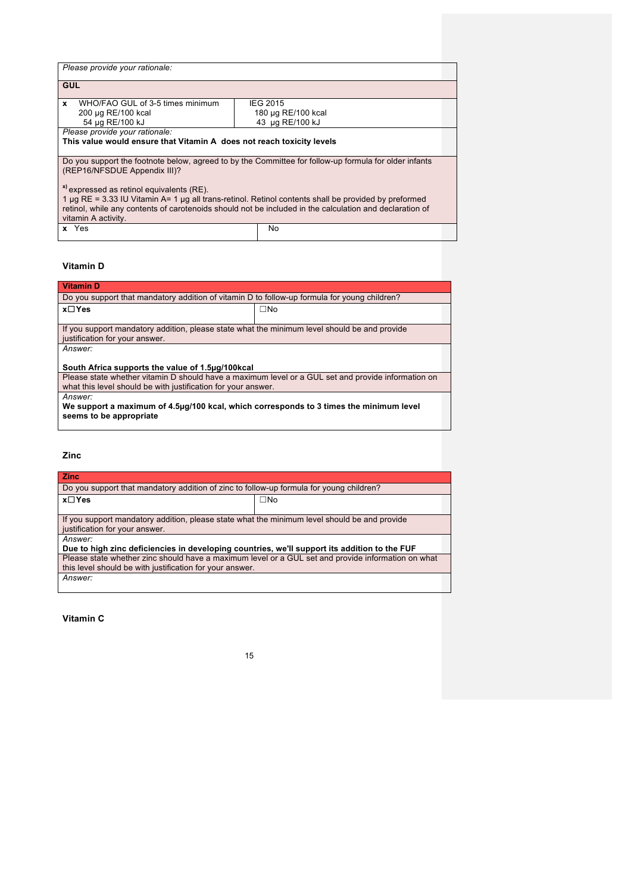| *Please provide your rationale:* | |
|---|---|
| **GUL** | |
| **x** WHO/FAO GUL of 3-5 times minimum<br>200 µg RE/100 kcal<br>54 µg RE/100 kJ | IEG 2015<br>180 µg RE/100 kcal<br>43 µg RE/100 kJ |
| *Please provide your rationale:*<br>**This value would ensure that Vitamin A does not reach toxicity levels** | |
| Do you support the footnote below, agreed to by the Committee for follow-up formula for older infants (REP16/NFSDUE Appendix III)?<br><br>[x)] expressed as retinol equivalents (RE).<br>1 µg RE = 3.33 IU Vitamin A= 1 µg all trans-retinol. Retinol contents shall be provided by preformed retinol, while any contents of carotenoids should not be included in the calculation and declaration of vitamin A activity. | |
| **x** Yes | No |

**Vitamin D**

| **Vitamin D** | |
|---|---|
| Do you support that mandatory addition of vitamin D to follow-up formula for young children? | |
| **x☐Yes** | ☐No |
| If you support mandatory addition, please state what the minimum level should be and provide justification for your answer. | |
| *Answer:*<br><br>**South Africa supports the value of 1.5µg/100kcal** | |
| Please state whether vitamin D should have a maximum level or a GUL set and provide information on what this level should be with justification for your answer. | |
| *Answer:*<br>**We support a maximum of 4.5µg/100 kcal, which corresponds to 3 times the minimum level seems to be appropriate** | |

**Zinc**

| **Zinc** | |
|---|---|
| Do you support that mandatory addition of zinc to follow-up formula for young children? | |
| **x☐Yes** | ☐No |
| If you support mandatory addition, please state what the minimum level should be and provide justification for your answer. | |
| *Answer:*<br>**Due to high zinc deficiencies in developing countries, we'll support its addition to the FUF** | |
| Please state whether zinc should have a maximum level or a GUL set and provide information on what this level should be with justification for your answer. | |
| *Answer:* | |

**Vitamin C**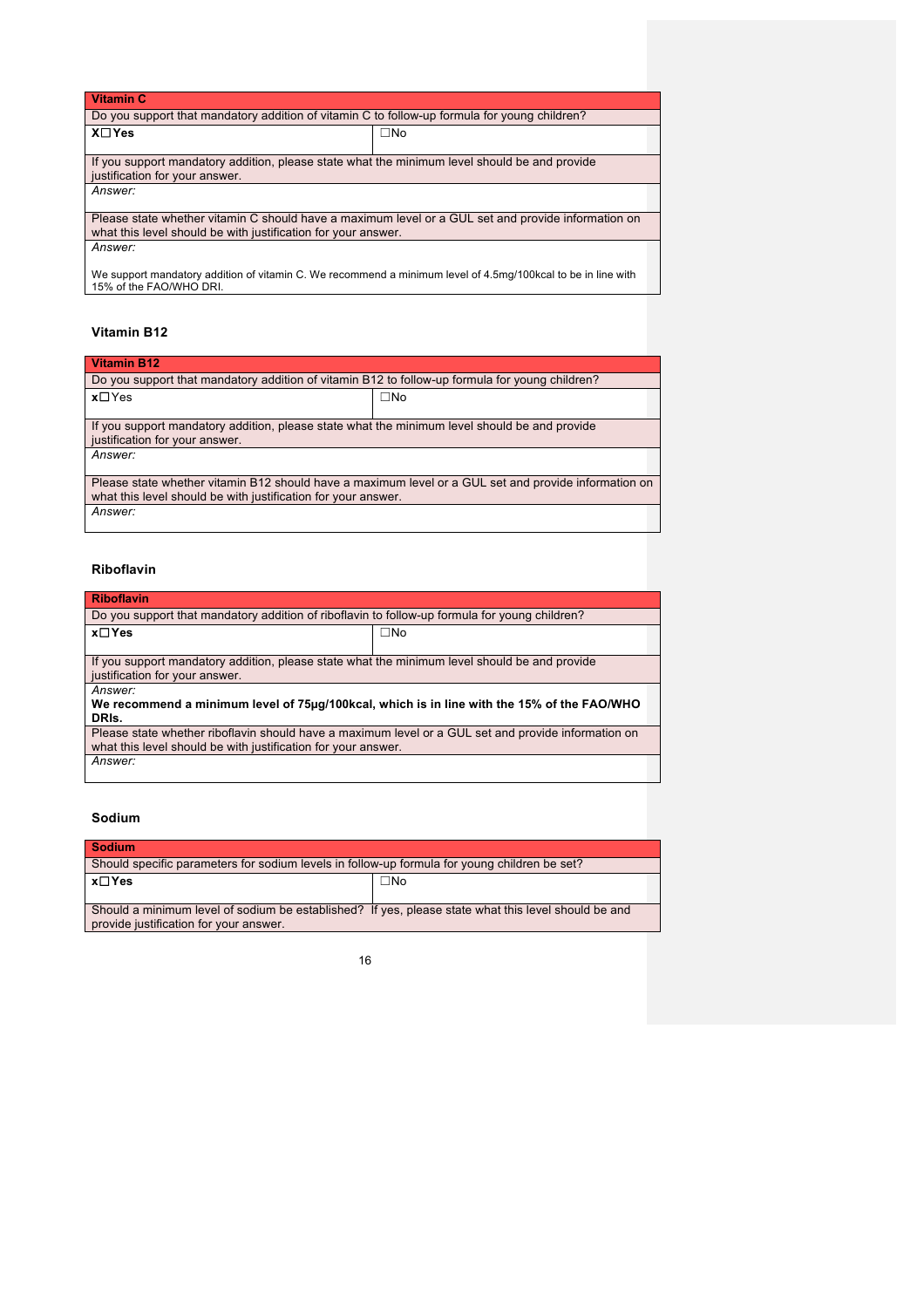| Vitamin C | |
| --- | --- |
| Do you support that mandatory addition of vitamin C to follow-up formula for young children? | |
| **X☐Yes** | ☐No |
| If you support mandatory addition, please state what the minimum level should be and provide justification for your answer. | |
| *Answer:* | |
| Please state whether vitamin C should have a maximum level or a GUL set and provide information on what this level should be with justification for your answer. | |
| *Answer:*<br><br>We support mandatory addition of vitamin C. We recommend a minimum level of 4.5mg/100kcal to be in line with 15% of the FAO/WHO DRI. | |

### Vitamin B12

| Vitamin B12 | |
| --- | --- |
| Do you support that mandatory addition of vitamin B12 to follow-up formula for young children? | |
| **x**☐Yes | ☐No |
| If you support mandatory addition, please state what the minimum level should be and provide justification for your answer. | |
| *Answer:* | |
| Please state whether vitamin B12 should have a maximum level or a GUL set and provide information on what this level should be with justification for your answer. | |
| *Answer:* | |

### Riboflavin

| Riboflavin | |
| --- | --- |
| Do you support that mandatory addition of riboflavin to follow-up formula for young children? | |
| **x☐Yes** | ☐No |
| If you support mandatory addition, please state what the minimum level should be and provide justification for your answer. | |
| *Answer:*<br>**We recommend a minimum level of 75µg/100kcal, which is in line with the 15% of the FAO/WHO DRIs.** | |
| Please state whether riboflavin should have a maximum level or a GUL set and provide information on what this level should be with justification for your answer. | |
| *Answer:* | |

### Sodium

| Sodium | |
| --- | --- |
| Should specific parameters for sodium levels in follow-up formula for young children be set? | |
| **x☐Yes** | ☐No |
| Should a minimum level of sodium be established? If yes, please state what this level should be and provide justification for your answer. | |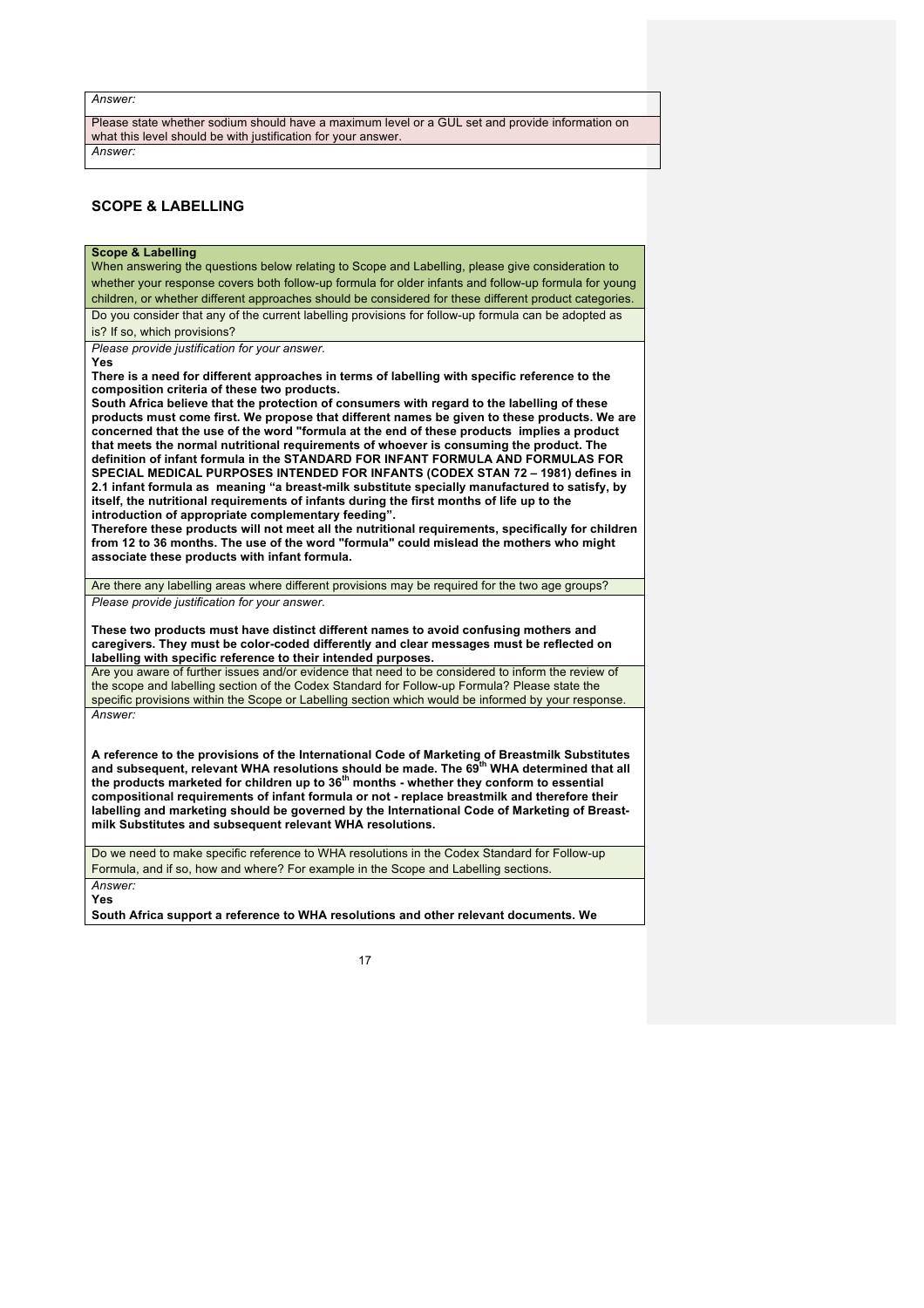*Answer:*

Please state whether sodium should have a maximum level or a GUL set and provide information on what this level should be with justification for your answer.

*Answer:*

## SCOPE & LABELLING

**Scope & Labelling**

When answering the questions below relating to Scope and Labelling, please give consideration to whether your response covers both follow-up formula for older infants and follow-up formula for young children, or whether different approaches should be considered for these different product categories.

Do you consider that any of the current labelling provisions for follow-up formula can be adopted as is? If so, which provisions?

*Please provide justification for your answer.*

**Yes**

**There is a need for different approaches in terms of labelling with specific reference to the composition criteria of these two products.**

**South Africa believe that the protection of consumers with regard to the labelling of these products must come first. We propose that different names be given to these products. We are concerned that the use of the word "formula at the end of these products implies a product that meets the normal nutritional requirements of whoever is consuming the product. The definition of infant formula in the STANDARD FOR INFANT FORMULA AND FORMULAS FOR SPECIAL MEDICAL PURPOSES INTENDED FOR INFANTS (CODEX STAN 72 – 1981) defines in 2.1 infant formula as meaning "a breast-milk substitute specially manufactured to satisfy, by itself, the nutritional requirements of infants during the first months of life up to the introduction of appropriate complementary feeding".**

**Therefore these products will not meet all the nutritional requirements, specifically for children from 12 to 36 months. The use of the word "formula" could mislead the mothers who might associate these products with infant formula.**

Are there any labelling areas where different provisions may be required for the two age groups?

*Please provide justification for your answer.*

**These two products must have distinct different names to avoid confusing mothers and caregivers. They must be color-coded differently and clear messages must be reflected on labelling with specific reference to their intended purposes.**

Are you aware of further issues and/or evidence that need to be considered to inform the review of the scope and labelling section of the Codex Standard for Follow-up Formula? Please state the specific provisions within the Scope or Labelling section which would be informed by your response.

*Answer:*

**A reference to the provisions of the International Code of Marketing of Breastmilk Substitutes and subsequent, relevant WHA resolutions should be made. The 69th WHA determined that all the products marketed for children up to 36th months - whether they conform to essential compositional requirements of infant formula or not - replace breastmilk and therefore their labelling and marketing should be governed by the International Code of Marketing of Breast-milk Substitutes and subsequent relevant WHA resolutions.**

Do we need to make specific reference to WHA resolutions in the Codex Standard for Follow-up Formula, and if so, how and where? For example in the Scope and Labelling sections.

*Answer:*

**Yes**

**South Africa support a reference to WHA resolutions and other relevant documents. We**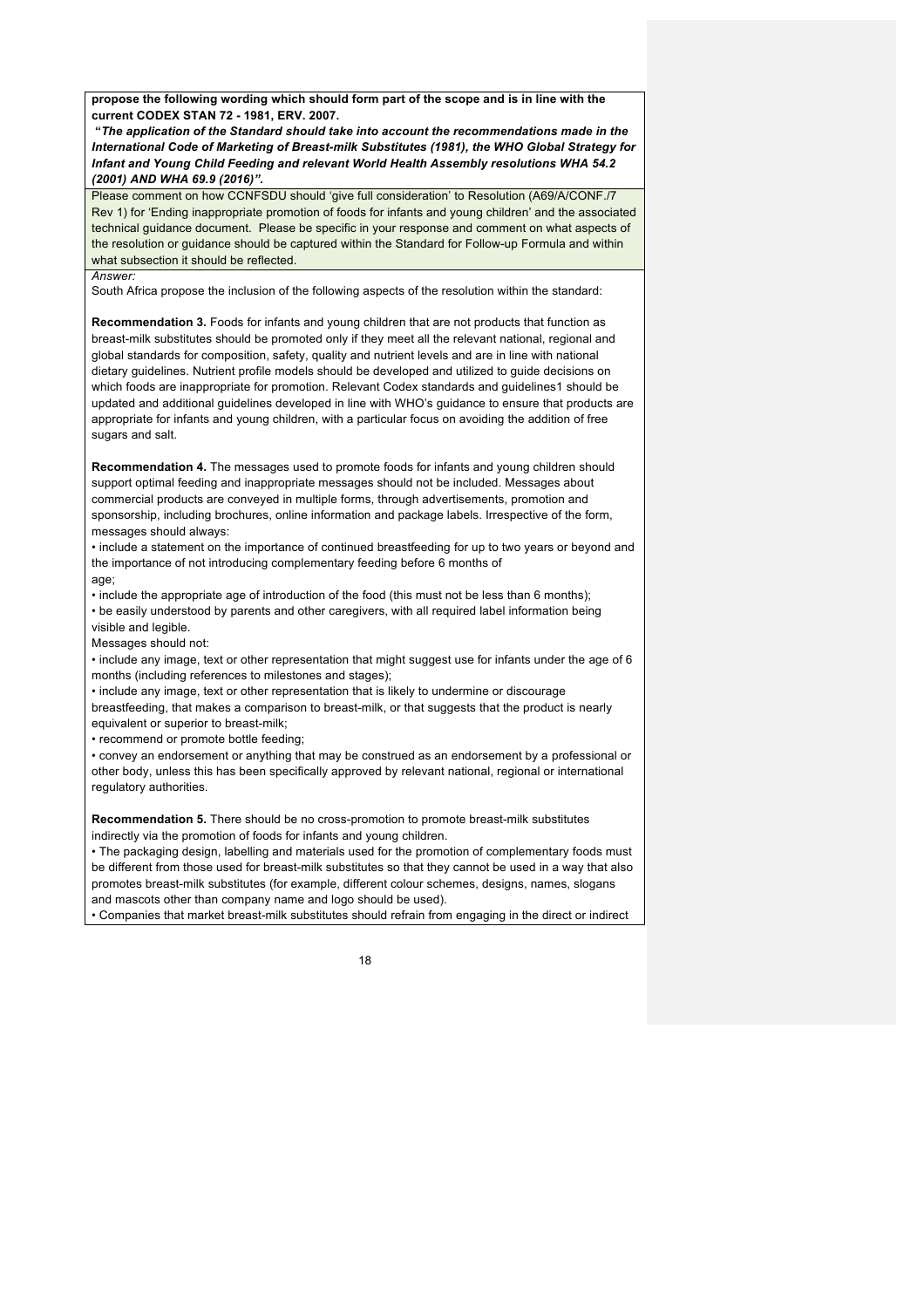**propose the following wording which should form part of the scope and is in line with the current CODEX STAN 72 - 1981, ERV. 2007.**

***"The application of the Standard should take into account the recommendations made in the International Code of Marketing of Breast-milk Substitutes (1981), the WHO Global Strategy for Infant and Young Child Feeding and relevant World Health Assembly resolutions WHA 54.2 (2001) AND WHA 69.9 (2016)".***

Please comment on how CCNFSDU should 'give full consideration' to Resolution (A69/A/CONF./7 Rev 1) for 'Ending inappropriate promotion of foods for infants and young children' and the associated technical guidance document. Please be specific in your response and comment on what aspects of the resolution or guidance should be captured within the Standard for Follow-up Formula and within what subsection it should be reflected.

*Answer:*

South Africa propose the inclusion of the following aspects of the resolution within the standard:

**Recommendation 3.** Foods for infants and young children that are not products that function as breast-milk substitutes should be promoted only if they meet all the relevant national, regional and global standards for composition, safety, quality and nutrient levels and are in line with national dietary guidelines. Nutrient profile models should be developed and utilized to guide decisions on which foods are inappropriate for promotion. Relevant Codex standards and guidelines1 should be updated and additional guidelines developed in line with WHO's guidance to ensure that products are appropriate for infants and young children, with a particular focus on avoiding the addition of free sugars and salt.

**Recommendation 4.** The messages used to promote foods for infants and young children should support optimal feeding and inappropriate messages should not be included. Messages about commercial products are conveyed in multiple forms, through advertisements, promotion and sponsorship, including brochures, online information and package labels. Irrespective of the form, messages should always:

- include a statement on the importance of continued breastfeeding for up to two years or beyond and the importance of not introducing complementary feeding before 6 months of age;
- include the appropriate age of introduction of the food (this must not be less than 6 months);
- be easily understood by parents and other caregivers, with all required label information being visible and legible.

Messages should not:

- include any image, text or other representation that might suggest use for infants under the age of 6 months (including references to milestones and stages);
- include any image, text or other representation that is likely to undermine or discourage breastfeeding, that makes a comparison to breast-milk, or that suggests that the product is nearly equivalent or superior to breast-milk;
- recommend or promote bottle feeding;
- convey an endorsement or anything that may be construed as an endorsement by a professional or other body, unless this has been specifically approved by relevant national, regional or international regulatory authorities.

**Recommendation 5.** There should be no cross-promotion to promote breast-milk substitutes indirectly via the promotion of foods for infants and young children.

- The packaging design, labelling and materials used for the promotion of complementary foods must be different from those used for breast-milk substitutes so that they cannot be used in a way that also promotes breast-milk substitutes (for example, different colour schemes, designs, names, slogans and mascots other than company name and logo should be used).
- Companies that market breast-milk substitutes should refrain from engaging in the direct or indirect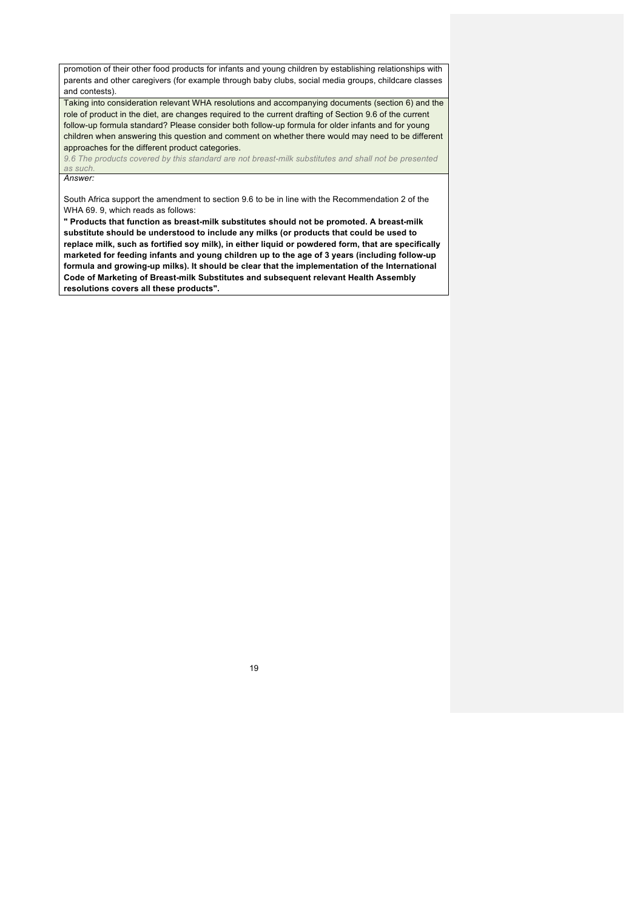promotion of their other food products for infants and young children by establishing relationships with parents and other caregivers (for example through baby clubs, social media groups, childcare classes and contests).

Taking into consideration relevant WHA resolutions and accompanying documents (section 6) and the role of product in the diet, are changes required to the current drafting of Section 9.6 of the current follow-up formula standard? Please consider both follow-up formula for older infants and for young children when answering this question and comment on whether there would may need to be different approaches for the different product categories.

*9.6 The products covered by this standard are not breast-milk substitutes and shall not be presented as such.*

*Answer:*

South Africa support the amendment to section 9.6 to be in line with the Recommendation 2 of the WHA 69. 9, which reads as follows:

**" Products that function as breast-milk substitutes should not be promoted. A breast-milk substitute should be understood to include any milks (or products that could be used to replace milk, such as fortified soy milk), in either liquid or powdered form, that are specifically marketed for feeding infants and young children up to the age of 3 years (including follow-up formula and growing-up milks). It should be clear that the implementation of the International Code of Marketing of Breast-milk Substitutes and subsequent relevant Health Assembly resolutions covers all these products".**